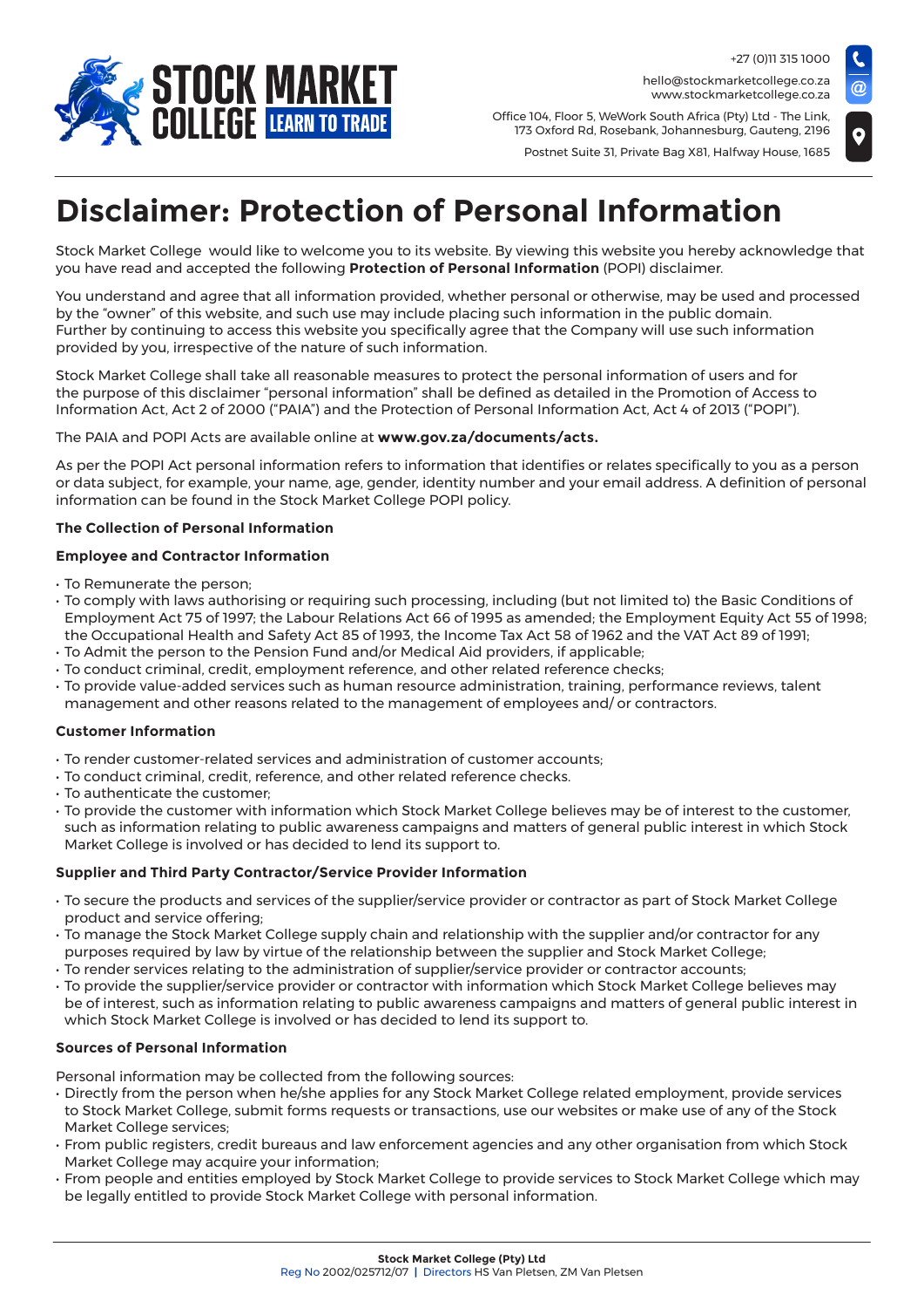# Disclaimer: Protection of Personal Information

Stock Market College would like to welcome you to its website. By viewing this website you hereby acknowledge that you have read and accepted the following **Protection of Personal Information** (POPI) disclaimer.

You understand and agree that all information provided, whether personal or otherwise, may be used and processed by the "owner" of this website, and such use may include placing such information in the public domain. Further by continuing to access this website you specifically agree that the Company will use such information provided by you, irrespective of the nature of such information.

Stock Market College shall take all reasonable measures to protect the personal information of users and for the purpose of this disclaimer "personal information" shall be defined as detailed in the Promotion of Access to Information Act, Act 2 of 2000 ("PAIA") and the Protection of Personal Information Act, Act 4 of 2013 ("POPI").

The PAIA and POPI Acts are available online at **www.gov.za/documents/acts.**

As per the POPI Act personal information refers to information that identifies or relates specifically to you as a person or data subject, for example, your name, age, gender, identity number and your email address. A definition of personal information can be found in the Stock Market College POPI policy.

**The Collection of Personal Information**

**Employee and Contractor Information**

- To Remunerate the person;
- To comply with laws authorising or requiring such processing, including (but not limited to) the Basic Conditions of Employment Act 75 of 1997; the Labour Relations Act 66 of 1995 as amended; the Employment Equity Act 55 of 1998; the Occupational Health and Safety Act 85 of 1993, the Income Tax Act 58 of 1962 and the VAT Act 89 of 1991;
- To Admit the person to the Pension Fund and/or Medical Aid providers, if applicable;
- To conduct criminal, credit, employment reference, and other related reference checks;
- To provide value-added services such as human resource administration, training, performance reviews, talent management and other reasons related to the management of employees and/ or contractors.

**Customer Information**

- To render customer-related services and administration of customer accounts;
- To conduct criminal, credit, reference, and other related reference checks.
- To authenticate the customer;
- To provide the customer with information which Stock Market College believes may be of interest to the customer, such as information relating to public awareness campaigns and matters of general public interest in which Stock Market College is involved or has decided to lend its support to.

**Supplier and Third Party Contractor/Service Provider Information**

- To secure the products and services of the supplier/service provider or contractor as part of Stock Market College product and service offering;
- To manage the Stock Market College supply chain and relationship with the supplier and/or contractor for any purposes required by law by virtue of the relationship between the supplier and Stock Market College;
- To render services relating to the administration of supplier/service provider or contractor accounts;
- To provide the supplier/service provider or contractor with information which Stock Market College believes may be of interest, such as information relating to public awareness campaigns and matters of general public interest in which Stock Market College is involved or has decided to lend its support to.

**Sources of Personal Information**

Personal information may be collected from the following sources:

- Directly from the person when he/she applies for any Stock Market College related employment, provide services to Stock Market College, submit forms requests or transactions, use our websites or make use of any of the Stock Market College services;
- From public registers, credit bureaus and law enforcement agencies and any other organisation from which Stock Market College may acquire your information;
- From people and entities employed by Stock Market College to provide services to Stock Market College which may be legally entitled to provide Stock Market College with personal information.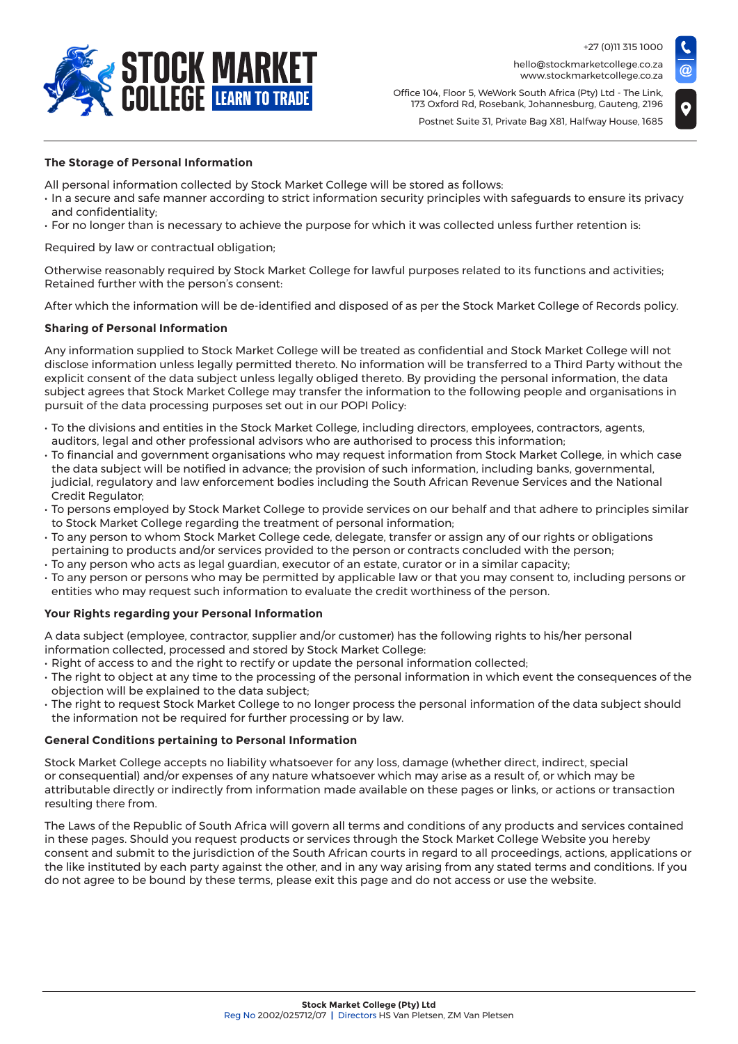**The Storage of Personal Information**

All personal information collected by Stock Market College will be stored as follows:

- In a secure and safe manner according to strict information security principles with safeguards to ensure its privacy and confidentiality;
- For no longer than is necessary to achieve the purpose for which it was collected unless further retention is:

Required by law or contractual obligation;

Otherwise reasonably required by Stock Market College for lawful purposes related to its functions and activities;
Retained further with the person's consent:

After which the information will be de-identified and disposed of as per the Stock Market College of Records policy.

**Sharing of Personal Information**

Any information supplied to Stock Market College will be treated as confidential and Stock Market College will not disclose information unless legally permitted thereto. No information will be transferred to a Third Party without the explicit consent of the data subject unless legally obliged thereto. By providing the personal information, the data subject agrees that Stock Market College may transfer the information to the following people and organisations in pursuit of the data processing purposes set out in our POPI Policy:

- To the divisions and entities in the Stock Market College, including directors, employees, contractors, agents, auditors, legal and other professional advisors who are authorised to process this information;
- To financial and government organisations who may request information from Stock Market College, in which case the data subject will be notified in advance; the provision of such information, including banks, governmental, judicial, regulatory and law enforcement bodies including the South African Revenue Services and the National Credit Regulator;
- To persons employed by Stock Market College to provide services on our behalf and that adhere to principles similar to Stock Market College regarding the treatment of personal information;
- To any person to whom Stock Market College cede, delegate, transfer or assign any of our rights or obligations pertaining to products and/or services provided to the person or contracts concluded with the person;
- To any person who acts as legal guardian, executor of an estate, curator or in a similar capacity;
- To any person or persons who may be permitted by applicable law or that you may consent to, including persons or entities who may request such information to evaluate the credit worthiness of the person.

**Your Rights regarding your Personal Information**

A data subject (employee, contractor, supplier and/or customer) has the following rights to his/her personal information collected, processed and stored by Stock Market College:

- Right of access to and the right to rectify or update the personal information collected;
- The right to object at any time to the processing of the personal information in which event the consequences of the objection will be explained to the data subject;
- The right to request Stock Market College to no longer process the personal information of the data subject should the information not be required for further processing or by law.

**General Conditions pertaining to Personal Information**

Stock Market College accepts no liability whatsoever for any loss, damage (whether direct, indirect, special or consequential) and/or expenses of any nature whatsoever which may arise as a result of, or which may be attributable directly or indirectly from information made available on these pages or links, or actions or transaction resulting there from.

The Laws of the Republic of South Africa will govern all terms and conditions of any products and services contained in these pages. Should you request products or services through the Stock Market College Website you hereby consent and submit to the jurisdiction of the South African courts in regard to all proceedings, actions, applications or the like instituted by each party against the other, and in any way arising from any stated terms and conditions. If you do not agree to be bound by these terms, please exit this page and do not access or use the website.